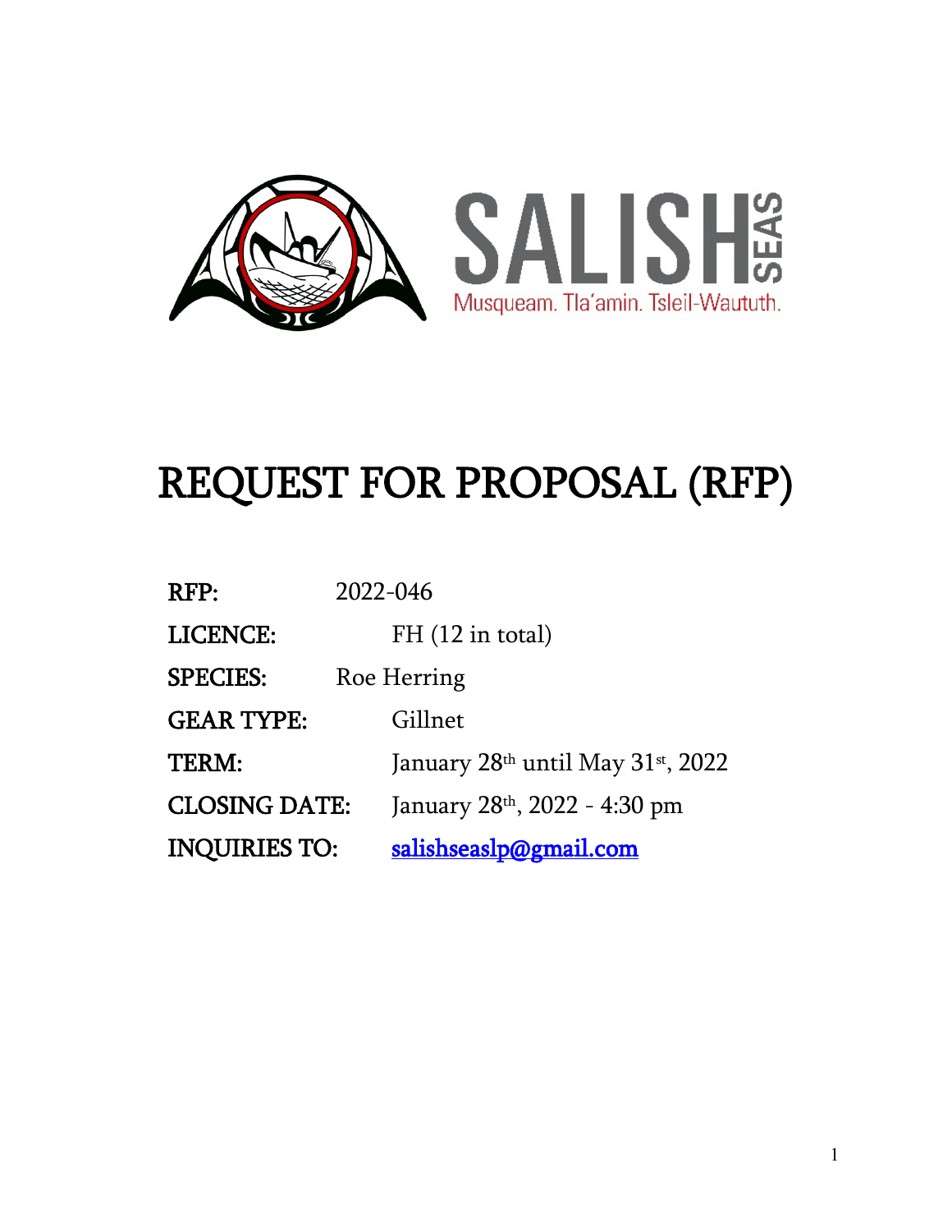SALISH SEAS

Musqueam. Tla'amin. Tsleil-Waututh.

# REQUEST FOR PROPOSAL (RFP)

**RFP:** 2022-046

**LICENCE:** FH (12 in total)

**SPECIES:** Roe Herring

**GEAR TYPE:** Gillnet

**TERM:** January 28th until May 31st, 2022

**CLOSING DATE:** January 28th, 2022 - 4:30 pm

**INQUIRIES TO:** salishseaslp@gmail.com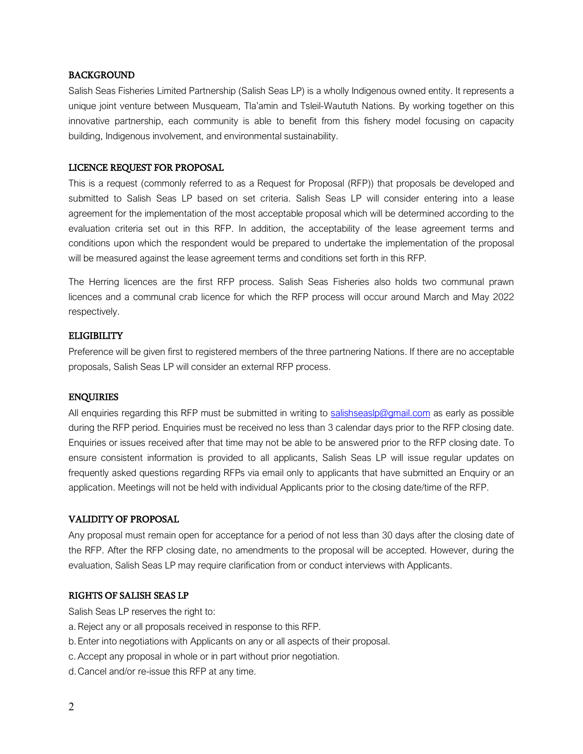## BACKGROUND

Salish Seas Fisheries Limited Partnership (Salish Seas LP) is a wholly Indigenous owned entity. It represents a unique joint venture between Musqueam, Tla'amin and Tsleil-Waututh Nations. By working together on this innovative partnership, each community is able to benefit from this fishery model focusing on capacity building, Indigenous involvement, and environmental sustainability.

## LICENCE REQUEST FOR PROPOSAL

This is a request (commonly referred to as a Request for Proposal (RFP)) that proposals be developed and submitted to Salish Seas LP based on set criteria. Salish Seas LP will consider entering into a lease agreement for the implementation of the most acceptable proposal which will be determined according to the evaluation criteria set out in this RFP. In addition, the acceptability of the lease agreement terms and conditions upon which the respondent would be prepared to undertake the implementation of the proposal will be measured against the lease agreement terms and conditions set forth in this RFP.

The Herring licences are the first RFP process. Salish Seas Fisheries also holds two communal prawn licences and a communal crab licence for which the RFP process will occur around March and May 2022 respectively.

## ELIGIBILITY

Preference will be given first to registered members of the three partnering Nations. If there are no acceptable proposals, Salish Seas LP will consider an external RFP process.

## ENQUIRIES

All enquiries regarding this RFP must be submitted in writing to [salishseaslp@gmail.com](mailto:salishseaslp@gmail.com) as early as possible during the RFP period. Enquiries must be received no less than 3 calendar days prior to the RFP closing date. Enquiries or issues received after that time may not be able to be answered prior to the RFP closing date. To ensure consistent information is provided to all applicants, Salish Seas LP will issue regular updates on frequently asked questions regarding RFPs via email only to applicants that have submitted an Enquiry or an application. Meetings will not be held with individual Applicants prior to the closing date/time of the RFP.

## VALIDITY OF PROPOSAL

Any proposal must remain open for acceptance for a period of not less than 30 days after the closing date of the RFP. After the RFP closing date, no amendments to the proposal will be accepted. However, during the evaluation, Salish Seas LP may require clarification from or conduct interviews with Applicants.

## RIGHTS OF SALISH SEAS LP

Salish Seas LP reserves the right to:

a. Reject any or all proposals received in response to this RFP.
b. Enter into negotiations with Applicants on any or all aspects of their proposal.
c. Accept any proposal in whole or in part without prior negotiation.
d. Cancel and/or re-issue this RFP at any time.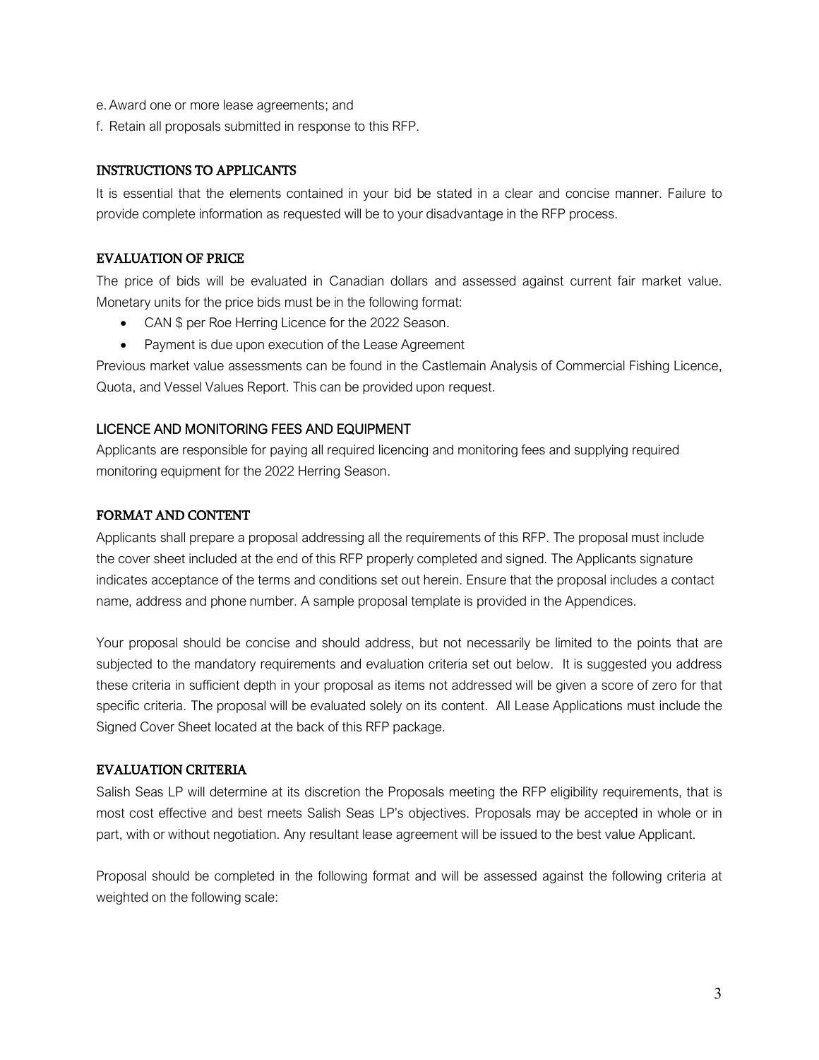e. Award one or more lease agreements; and

f. Retain all proposals submitted in response to this RFP.

## INSTRUCTIONS TO APPLICANTS

It is essential that the elements contained in your bid be stated in a clear and concise manner. Failure to provide complete information as requested will be to your disadvantage in the RFP process.

## EVALUATION OF PRICE

The price of bids will be evaluated in Canadian dollars and assessed against current fair market value. Monetary units for the price bids must be in the following format:

- CAN $ per Roe Herring Licence for the 2022 Season.
- Payment is due upon execution of the Lease Agreement

Previous market value assessments can be found in the Castlemain Analysis of Commercial Fishing Licence, Quota, and Vessel Values Report. This can be provided upon request.

## LICENCE AND MONITORING FEES AND EQUIPMENT

Applicants are responsible for paying all required licencing and monitoring fees and supplying required monitoring equipment for the 2022 Herring Season.

## FORMAT AND CONTENT

Applicants shall prepare a proposal addressing all the requirements of this RFP. The proposal must include the cover sheet included at the end of this RFP properly completed and signed. The Applicants signature indicates acceptance of the terms and conditions set out herein. Ensure that the proposal includes a contact name, address and phone number. A sample proposal template is provided in the Appendices.

Your proposal should be concise and should address, but not necessarily be limited to the points that are subjected to the mandatory requirements and evaluation criteria set out below. It is suggested you address these criteria in sufficient depth in your proposal as items not addressed will be given a score of zero for that specific criteria. The proposal will be evaluated solely on its content. All Lease Applications must include the Signed Cover Sheet located at the back of this RFP package.

## EVALUATION CRITERIA

Salish Seas LP will determine at its discretion the Proposals meeting the RFP eligibility requirements, that is most cost effective and best meets Salish Seas LP's objectives. Proposals may be accepted in whole or in part, with or without negotiation. Any resultant lease agreement will be issued to the best value Applicant.

Proposal should be completed in the following format and will be assessed against the following criteria at weighted on the following scale: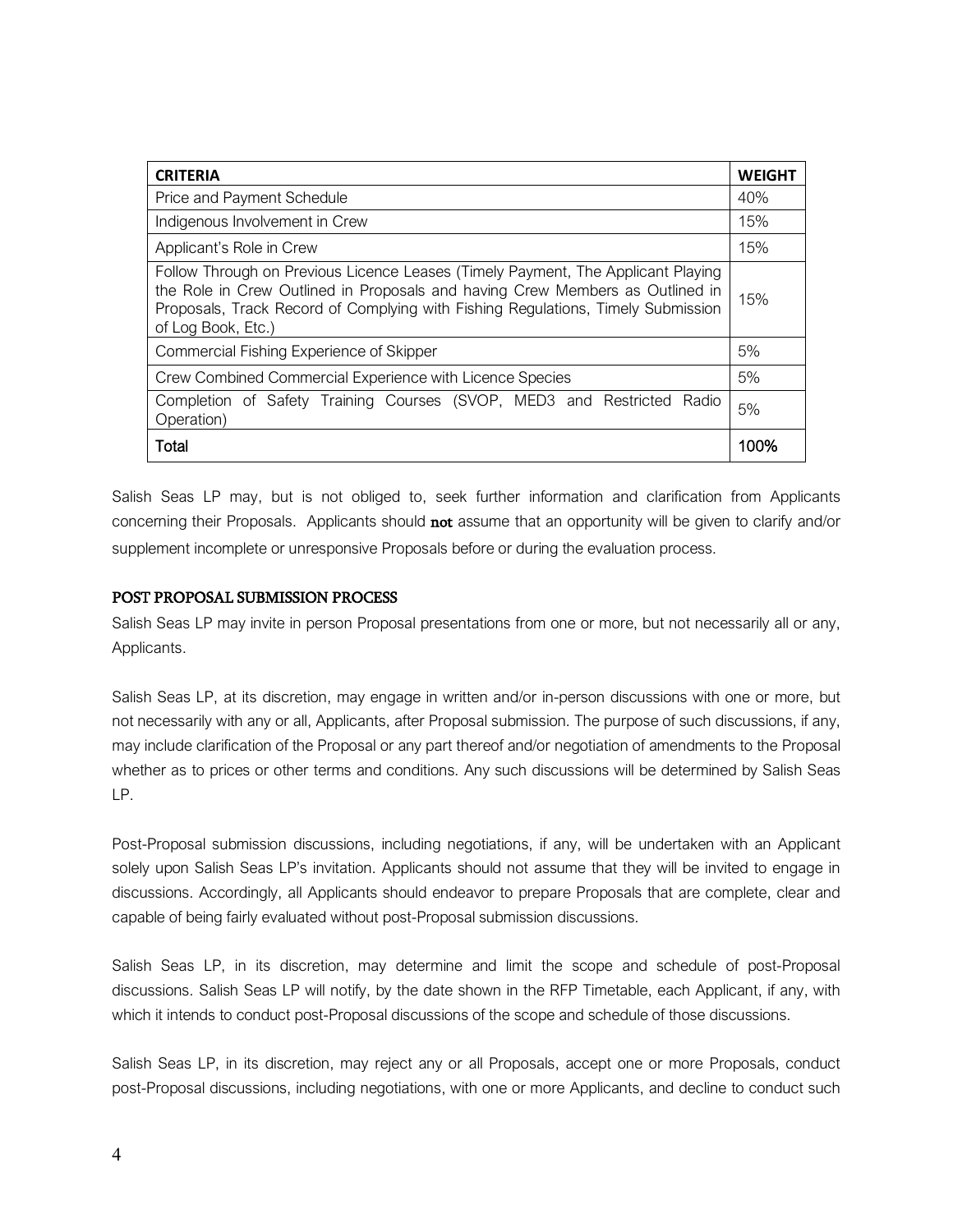| CRITERIA | WEIGHT |
|---|---|
| Price and Payment Schedule | 40% |
| Indigenous Involvement in Crew | 15% |
| Applicant's Role in Crew | 15% |
| Follow Through on Previous Licence Leases (Timely Payment, The Applicant Playing the Role in Crew Outlined in Proposals and having Crew Members as Outlined in Proposals, Track Record of Complying with Fishing Regulations, Timely Submission of Log Book, Etc.) | 15% |
| Commercial Fishing Experience of Skipper | 5% |
| Crew Combined Commercial Experience with Licence Species | 5% |
| Completion of Safety Training Courses (SVOP, MED3 and Restricted Radio Operation) | 5% |
| **Total** | **100%** |

Salish Seas LP may, but is not obliged to, seek further information and clarification from Applicants concerning their Proposals. Applicants should **not** assume that an opportunity will be given to clarify and/or supplement incomplete or unresponsive Proposals before or during the evaluation process.

## POST PROPOSAL SUBMISSION PROCESS

Salish Seas LP may invite in person Proposal presentations from one or more, but not necessarily all or any, Applicants.

Salish Seas LP, at its discretion, may engage in written and/or in-person discussions with one or more, but not necessarily with any or all, Applicants, after Proposal submission. The purpose of such discussions, if any, may include clarification of the Proposal or any part thereof and/or negotiation of amendments to the Proposal whether as to prices or other terms and conditions. Any such discussions will be determined by Salish Seas LP.

Post-Proposal submission discussions, including negotiations, if any, will be undertaken with an Applicant solely upon Salish Seas LP's invitation. Applicants should not assume that they will be invited to engage in discussions. Accordingly, all Applicants should endeavor to prepare Proposals that are complete, clear and capable of being fairly evaluated without post-Proposal submission discussions.

Salish Seas LP, in its discretion, may determine and limit the scope and schedule of post-Proposal discussions. Salish Seas LP will notify, by the date shown in the RFP Timetable, each Applicant, if any, with which it intends to conduct post-Proposal discussions of the scope and schedule of those discussions.

Salish Seas LP, in its discretion, may reject any or all Proposals, accept one or more Proposals, conduct post-Proposal discussions, including negotiations, with one or more Applicants, and decline to conduct such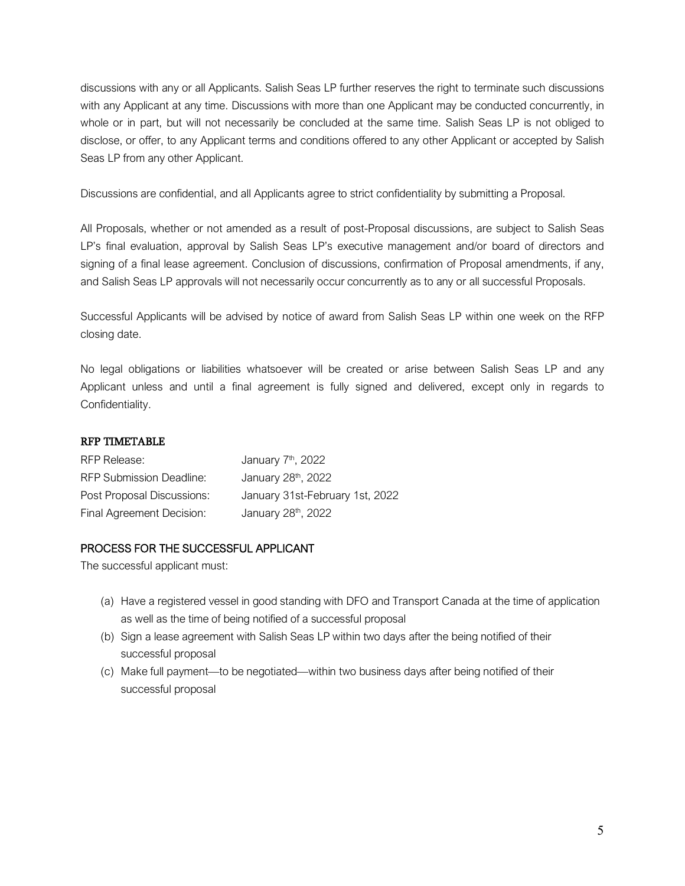discussions with any or all Applicants. Salish Seas LP further reserves the right to terminate such discussions with any Applicant at any time. Discussions with more than one Applicant may be conducted concurrently, in whole or in part, but will not necessarily be concluded at the same time. Salish Seas LP is not obliged to disclose, or offer, to any Applicant terms and conditions offered to any other Applicant or accepted by Salish Seas LP from any other Applicant.

Discussions are confidential, and all Applicants agree to strict confidentiality by submitting a Proposal.

All Proposals, whether or not amended as a result of post-Proposal discussions, are subject to Salish Seas LP's final evaluation, approval by Salish Seas LP's executive management and/or board of directors and signing of a final lease agreement. Conclusion of discussions, confirmation of Proposal amendments, if any, and Salish Seas LP approvals will not necessarily occur concurrently as to any or all successful Proposals.

Successful Applicants will be advised by notice of award from Salish Seas LP within one week on the RFP closing date.

No legal obligations or liabilities whatsoever will be created or arise between Salish Seas LP and any Applicant unless and until a final agreement is fully signed and delivered, except only in regards to Confidentiality.

## RFP TIMETABLE

| | |
|---|---|
| RFP Release: | January 7th, 2022 |
| RFP Submission Deadline: | January 28th, 2022 |
| Post Proposal Discussions: | January 31st-February 1st, 2022 |
| Final Agreement Decision: | January 28th, 2022 |

## PROCESS FOR THE SUCCESSFUL APPLICANT

The successful applicant must:

(a) Have a registered vessel in good standing with DFO and Transport Canada at the time of application as well as the time of being notified of a successful proposal

(b) Sign a lease agreement with Salish Seas LP within two days after the being notified of their successful proposal

(c) Make full payment—to be negotiated—within two business days after being notified of their successful proposal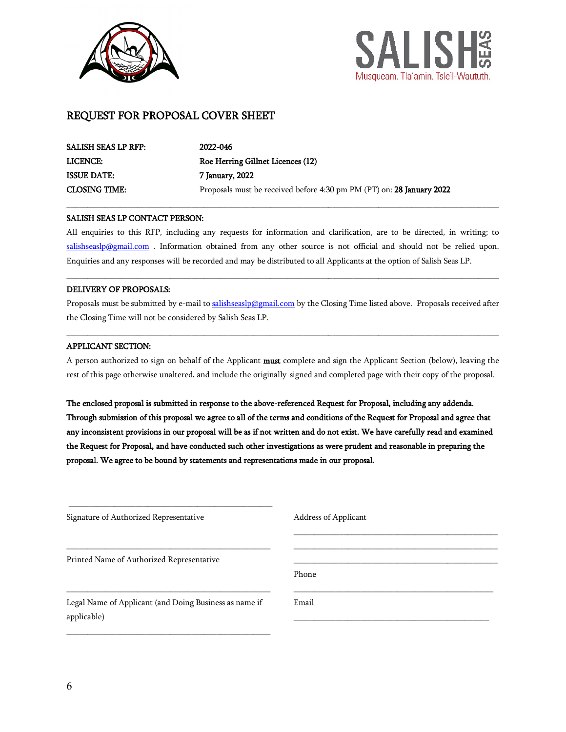SALISH SEAS

Musqueam. Tla'amin. Tsleil-Waututh.

# REQUEST FOR PROPOSAL COVER SHEET

| | |
|---|---|
| **SALISH SEAS LP RFP:** | **2022-046** |
| **LICENCE:** | **Roe Herring Gillnet Licences (12)** |
| **ISSUE DATE:** | **7 January, 2022** |
| **CLOSING TIME:** | Proposals must be received before 4:30 pm PM (PT) on: **28 January 2022** |

---

**SALISH SEAS LP CONTACT PERSON:**

All enquiries to this RFP, including any requests for information and clarification, are to be directed, in writing; to salishseaslp@gmail.com . Information obtained from any other source is not official and should not be relied upon. Enquiries and any responses will be recorded and may be distributed to all Applicants at the option of Salish Seas LP.

---

**DELIVERY OF PROPOSALS:**

Proposals must be submitted by e-mail to salishseaslp@gmail.com by the Closing Time listed above. Proposals received after the Closing Time will not be considered by Salish Seas LP.

---

**APPLICANT SECTION:**

A person authorized to sign on behalf of the Applicant **must** complete and sign the Applicant Section (below), leaving the rest of this page otherwise unaltered, and include the originally-signed and completed page with their copy of the proposal.

**The enclosed proposal is submitted in response to the above-referenced Request for Proposal, including any addenda. Through submission of this proposal we agree to all of the terms and conditions of the Request for Proposal and agree that any inconsistent provisions in our proposal will be as if not written and do not exist. We have carefully read and examined the Request for Proposal, and have conducted such other investigations as were prudent and reasonable in preparing the proposal. We agree to be bound by statements and representations made in our proposal.**

\_\_\_\_\_\_\_\_\_\_\_\_\_\_\_\_\_\_\_\_\_\_\_\_\_\_\_\_\_\_\_\_\_\_\_\_\_\_\_\_

Signature of Authorized Representative

\_\_\_\_\_\_\_\_\_\_\_\_\_\_\_\_\_\_\_\_\_\_\_\_\_\_\_\_\_\_\_\_\_\_\_\_\_\_\_\_

Printed Name of Authorized Representative

\_\_\_\_\_\_\_\_\_\_\_\_\_\_\_\_\_\_\_\_\_\_\_\_\_\_\_\_\_\_\_\_\_\_\_\_\_\_\_\_

Legal Name of Applicant (and Doing Business as name if applicable)

\_\_\_\_\_\_\_\_\_\_\_\_\_\_\_\_\_\_\_\_\_\_\_\_\_\_\_\_\_\_\_\_\_\_\_\_\_\_\_\_

Address of Applicant

\_\_\_\_\_\_\_\_\_\_\_\_\_\_\_\_\_\_\_\_\_\_\_\_\_\_\_\_\_\_\_\_\_\_\_\_\_\_\_\_

\_\_\_\_\_\_\_\_\_\_\_\_\_\_\_\_\_\_\_\_\_\_\_\_\_\_\_\_\_\_\_\_\_\_\_\_\_\_\_\_

\_\_\_\_\_\_\_\_\_\_\_\_\_\_\_\_\_\_\_\_\_\_\_\_\_\_\_\_\_\_\_\_\_\_\_\_\_\_\_\_

Phone

\_\_\_\_\_\_\_\_\_\_\_\_\_\_\_\_\_\_\_\_\_\_\_\_\_\_\_\_\_\_\_\_\_\_\_\_\_\_\_\_

Email

\_\_\_\_\_\_\_\_\_\_\_\_\_\_\_\_\_\_\_\_\_\_\_\_\_\_\_\_\_\_\_\_\_\_\_\_\_\_\_\_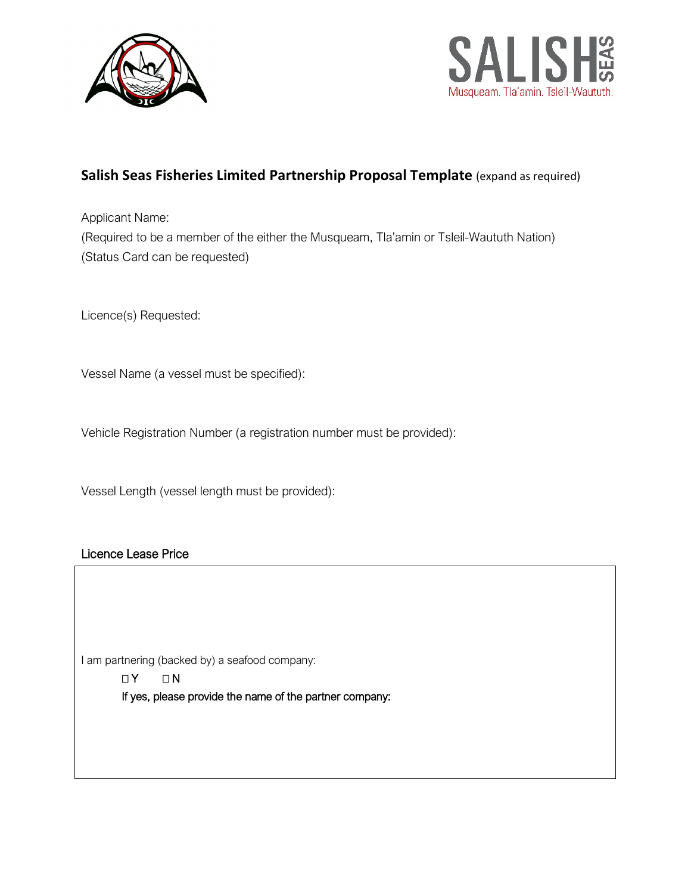SALISH SEAS
Musqueam. Tla'amin. Tsleil-Waututh.

## Salish Seas Fisheries Limited Partnership Proposal Template (expand as required)

Applicant Name:
(Required to be a member of the either the Musqueam, Tla'amin or Tsleil-Waututh Nation)
(Status Card can be requested)

Licence(s) Requested:

Vessel Name (a vessel must be specified):

Vehicle Registration Number (a registration number must be provided):

Vessel Length (vessel length must be provided):

### Licence Lease Price

I am partnering (backed by) a seafood company:

☐ Y ☐ N

If yes, please provide the name of the partner company: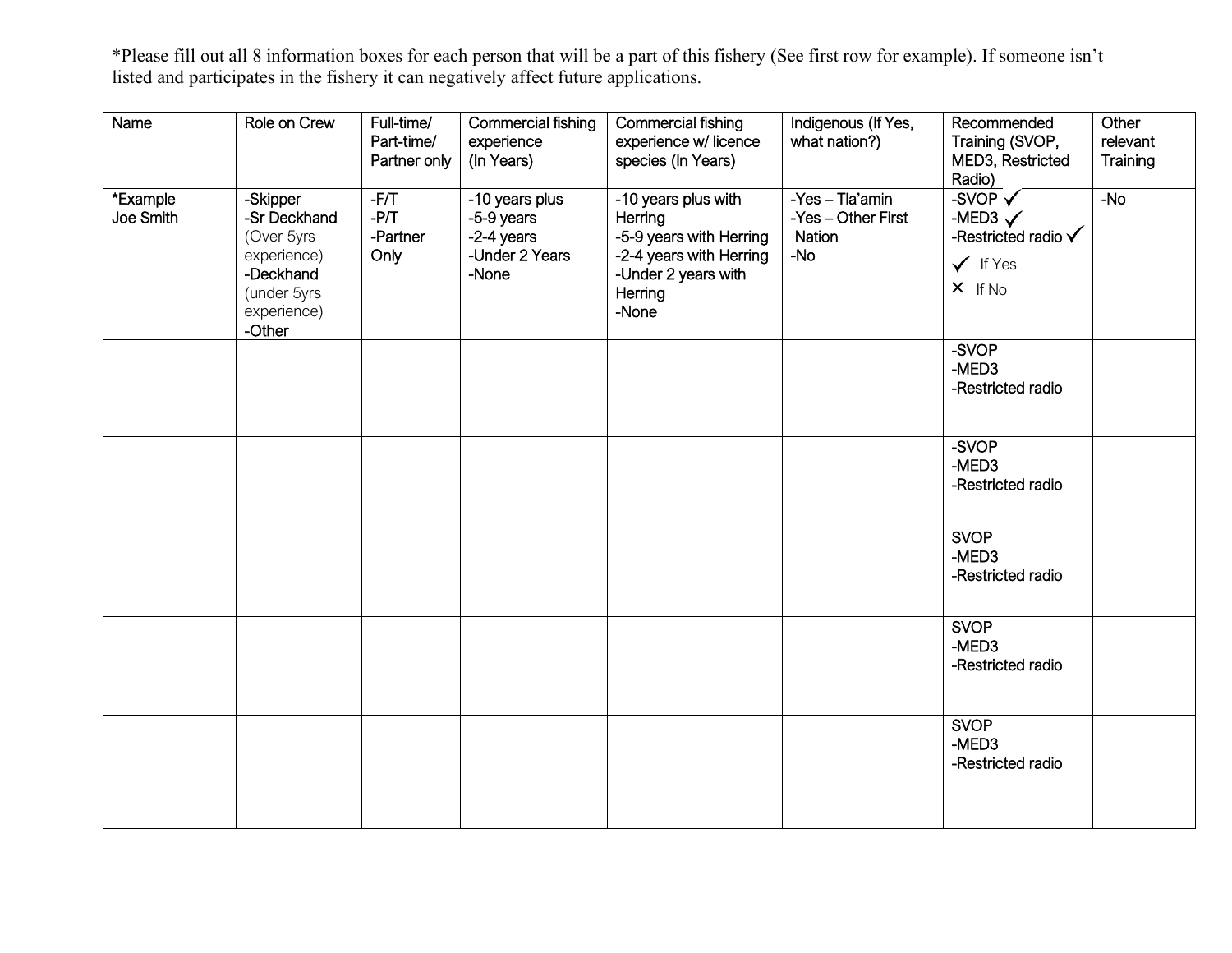*Please fill out all 8 information boxes for each person that will be a part of this fishery (See first row for example). If someone isn't listed and participates in the fishery it can negatively affect future applications.

| Name | Role on Crew | Full-time/ Part-time/ Partner only | Commercial fishing experience (In Years) | Commercial fishing experience w/ licence species (In Years) | Indigenous (If Yes, what nation?) | Recommended Training (SVOP, MED3, Restricted Radio) | Other relevant Training |
|---|---|---|---|---|---|---|---|
| *Example Joe Smith | -Skipper<br>-Sr Deckhand (Over 5yrs experience)<br>-Deckhand (under 5yrs experience)<br>-Other | -F/T<br>-P/T<br>-Partner Only | -10 years plus<br>-5-9 years<br>-2-4 years<br>-Under 2 Years<br>-None | -10 years plus with Herring<br>-5-9 years with Herring<br>-2-4 years with Herring<br>-Under 2 years with Herring<br>-None | -Yes – Tla'amin<br>-Yes – Other First Nation<br>-No | -SVOP ✓<br>-MED3 ✓<br>-Restricted radio ✓<br>✓ If Yes<br>✕ If No | -No |
| | | | | | | -SVOP<br>-MED3<br>-Restricted radio | |
| | | | | | | -SVOP<br>-MED3<br>-Restricted radio | |
| | | | | | | SVOP<br>-MED3<br>-Restricted radio | |
| | | | | | | SVOP<br>-MED3<br>-Restricted radio | |
| | | | | | | SVOP<br>-MED3<br>-Restricted radio | |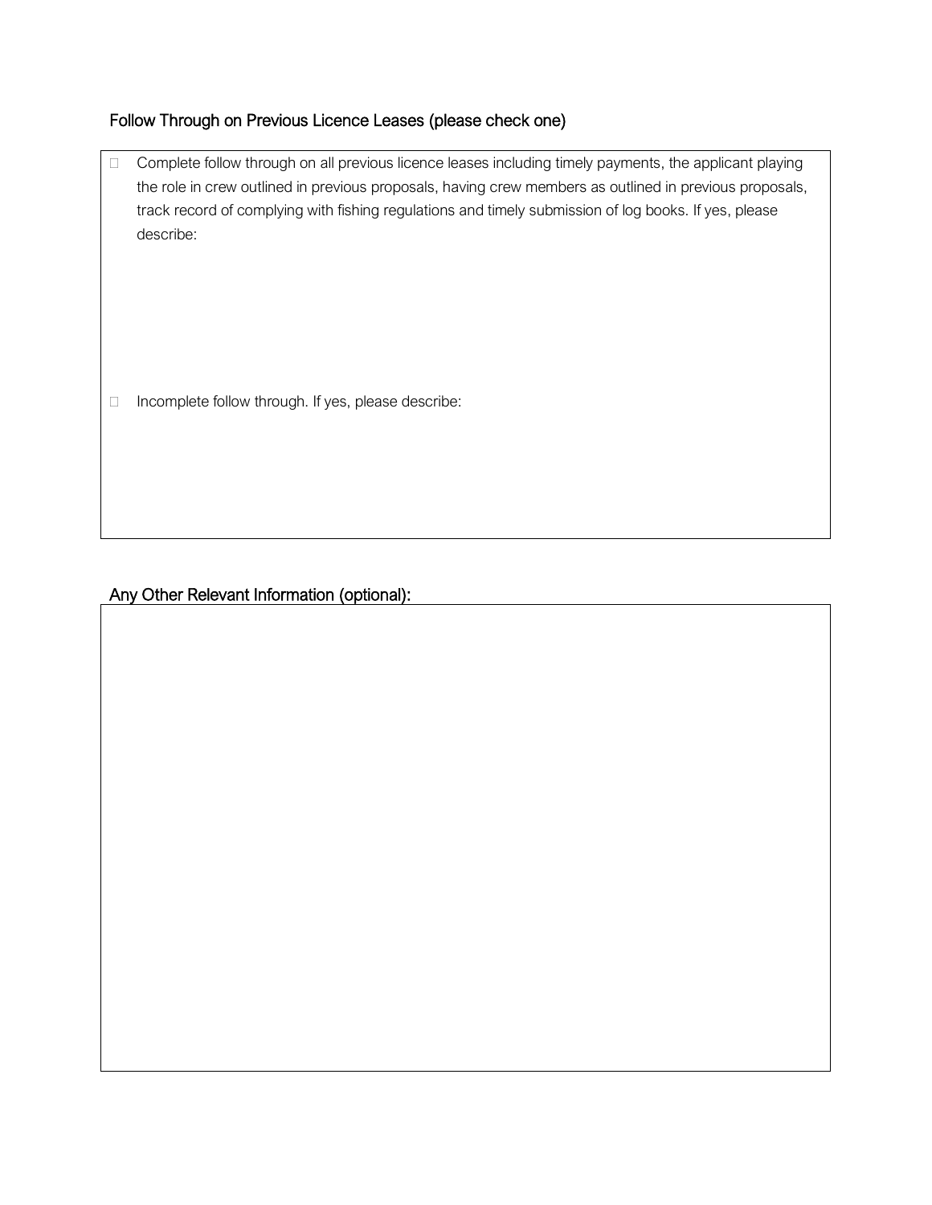## Follow Through on Previous Licence Leases (please check one)

- ☐ Complete follow through on all previous licence leases including timely payments, the applicant playing the role in crew outlined in previous proposals, having crew members as outlined in previous proposals, track record of complying with fishing regulations and timely submission of log books. If yes, please describe:

- ☐ Incomplete follow through. If yes, please describe:

## Any Other Relevant Information (optional):